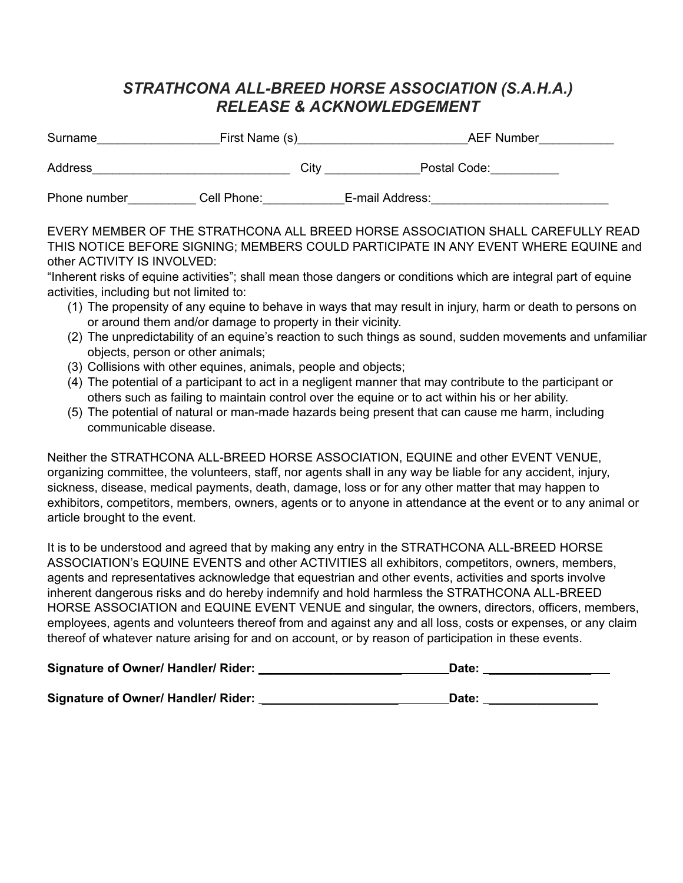# *STRATHCONA ALL-BREED HORSE ASSOCIATION (S.A.H.A.)*
# *RELEASE & ACKNOWLEDGEMENT*

Surname__________________First Name (s)_________________________AEF Number___________

Address_____________________________ City ______________Postal Code:__________

Phone number__________ Cell Phone:____________E-mail Address:__________________________

EVERY MEMBER OF THE STRATHCONA ALL BREED HORSE ASSOCIATION SHALL CAREFULLY READ THIS NOTICE BEFORE SIGNING; MEMBERS COULD PARTICIPATE IN ANY EVENT WHERE EQUINE and other ACTIVITY IS INVOLVED:

"Inherent risks of equine activities"; shall mean those dangers or conditions which are integral part of equine activities, including but not limited to:

(1) The propensity of any equine to behave in ways that may result in injury, harm or death to persons on or around them and/or damage to property in their vicinity.
(2) The unpredictability of an equine's reaction to such things as sound, sudden movements and unfamiliar objects, person or other animals;
(3) Collisions with other equines, animals, people and objects;
(4) The potential of a participant to act in a negligent manner that may contribute to the participant or others such as failing to maintain control over the equine or to act within his or her ability.
(5) The potential of natural or man-made hazards being present that can cause me harm, including communicable disease.

Neither the STRATHCONA ALL-BREED HORSE ASSOCIATION, EQUINE and other EVENT VENUE, organizing committee, the volunteers, staff, nor agents shall in any way be liable for any accident, injury, sickness, disease, medical payments, death, damage, loss or for any other matter that may happen to exhibitors, competitors, members, owners, agents or to anyone in attendance at the event or to any animal or article brought to the event.

It is to be understood and agreed that by making any entry in the STRATHCONA ALL-BREED HORSE ASSOCIATION's EQUINE EVENTS and other ACTIVITIES all exhibitors, competitors, owners, members, agents and representatives acknowledge that equestrian and other events, activities and sports involve inherent dangerous risks and do hereby indemnify and hold harmless the STRATHCONA ALL-BREED HORSE ASSOCIATION and EQUINE EVENT VENUE and singular, the owners, directors, officers, members, employees, agents and volunteers thereof from and against any and all loss, costs or expenses, or any claim thereof of whatever nature arising for and on account, or by reason of participation in these events.

**Signature of Owner/ Handler/ Rider: _____________________________Date: ___________________**

**Signature of Owner/ Handler/ Rider: _____________________________Date: _________________**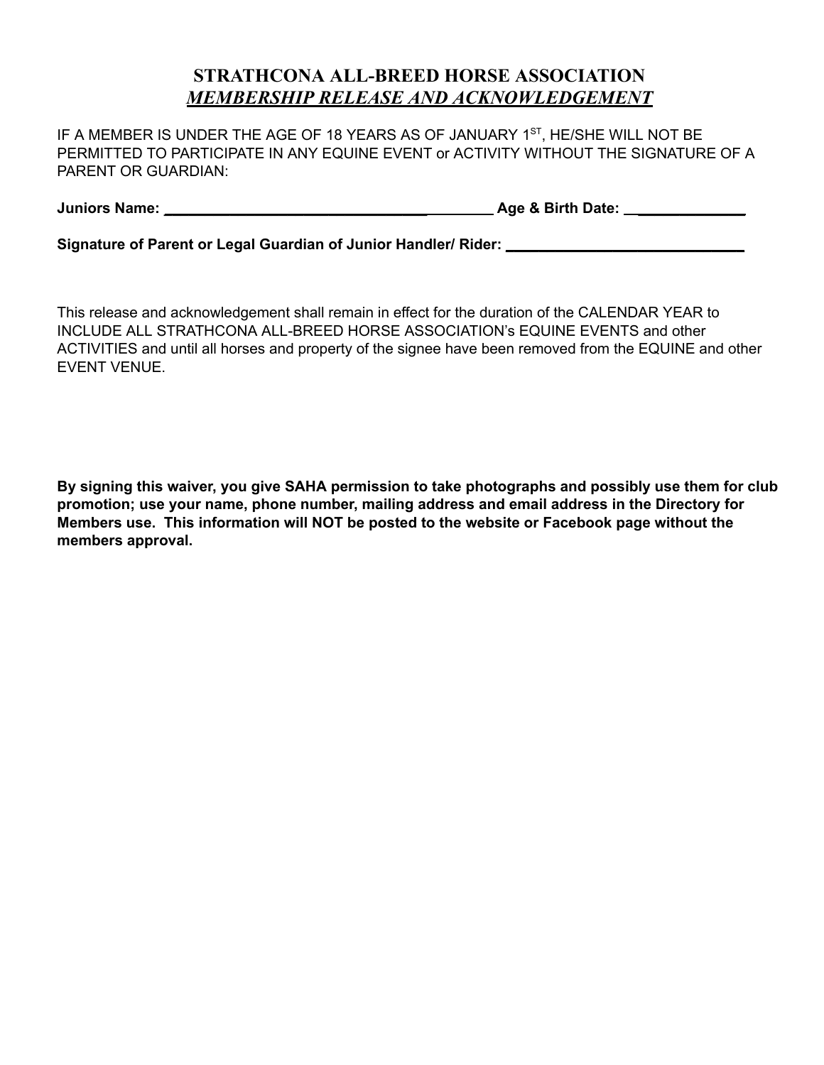# STRATHCONA ALL-BREED HORSE ASSOCIATION

## ***MEMBERSHIP RELEASE AND ACKNOWLEDGEMENT***

IF A MEMBER IS UNDER THE AGE OF 18 YEARS AS OF JANUARY 1$^{ST}$, HE/SHE WILL NOT BE PERMITTED TO PARTICIPATE IN ANY EQUINE EVENT or ACTIVITY WITHOUT THE SIGNATURE OF A PARENT OR GUARDIAN:

**Juniors Name:** ________________________________________ **Age & Birth Date:** ________________

**Signature of Parent or Legal Guardian of Junior Handler/ Rider:** ________________________________

This release and acknowledgement shall remain in effect for the duration of the CALENDAR YEAR to INCLUDE ALL STRATHCONA ALL-BREED HORSE ASSOCIATION's EQUINE EVENTS and other ACTIVITIES and until all horses and property of the signee have been removed from the EQUINE and other EVENT VENUE.

**By signing this waiver, you give SAHA permission to take photographs and possibly use them for club promotion; use your name, phone number, mailing address and email address in the Directory for Members use. This information will NOT be posted to the website or Facebook page without the members approval.**